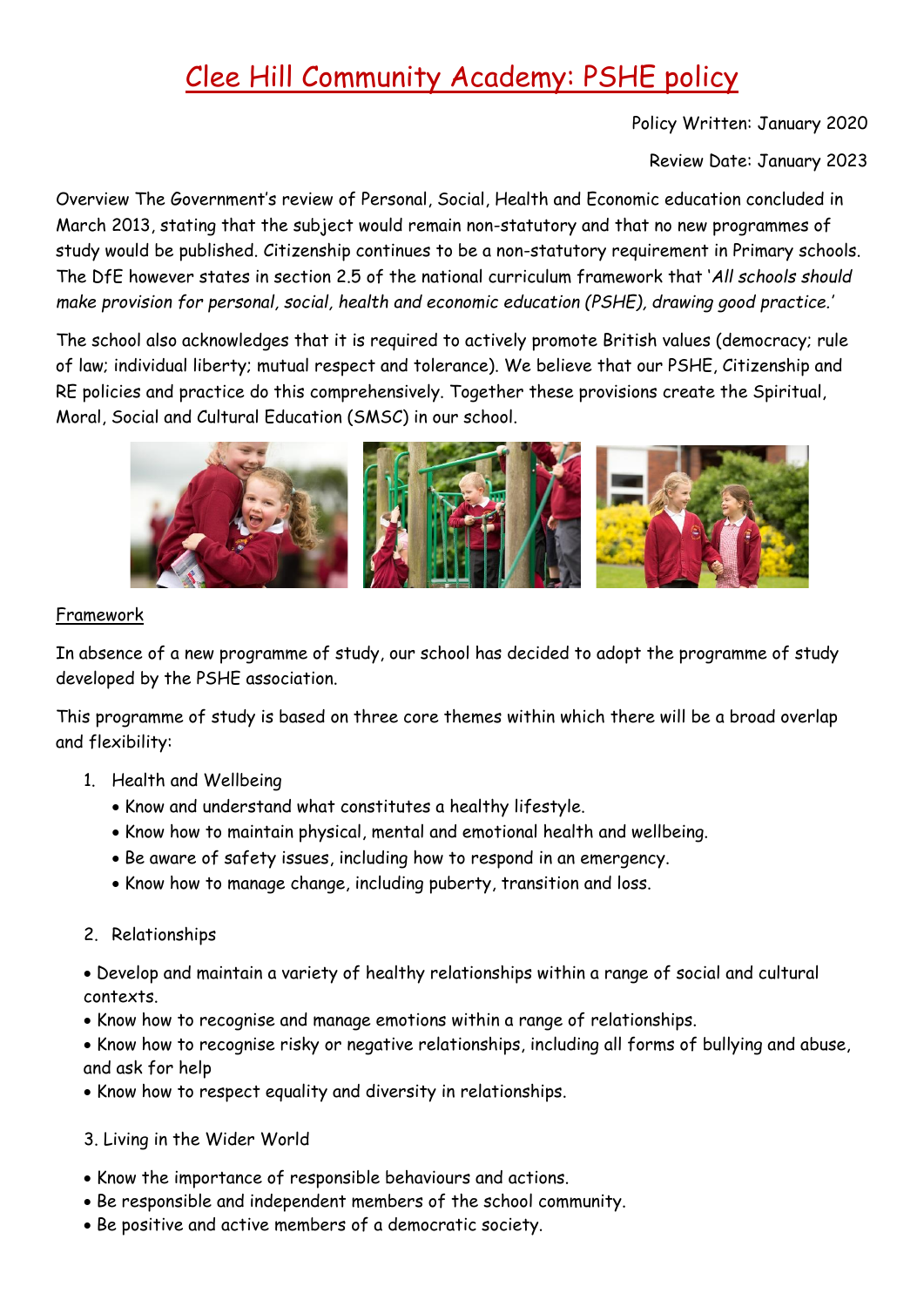# Clee Hill Community Academy: PSHE policy

Policy Written: January 2020

Review Date: January 2023

Overview The Government's review of Personal, Social, Health and Economic education concluded in March 2013, stating that the subject would remain non-statutory and that no new programmes of study would be published. Citizenship continues to be a non-statutory requirement in Primary schools. The DfE however states in section 2.5 of the national curriculum framework that '*All schools should make provision for personal, social, health and economic education (PSHE), drawing good practice.*'

The school also acknowledges that it is required to actively promote British values (democracy; rule of law; individual liberty; mutual respect and tolerance). We believe that our PSHE, Citizenship and RE policies and practice do this comprehensively. Together these provisions create the Spiritual, Moral, Social and Cultural Education (SMSC) in our school.

## Framework

In absence of a new programme of study, our school has decided to adopt the programme of study developed by the PSHE association.

This programme of study is based on three core themes within which there will be a broad overlap and flexibility:

1. Health and Wellbeing
   - Know and understand what constitutes a healthy lifestyle.
   - Know how to maintain physical, mental and emotional health and wellbeing.
   - Be aware of safety issues, including how to respond in an emergency.
   - Know how to manage change, including puberty, transition and loss.

2. Relationships

- Develop and maintain a variety of healthy relationships within a range of social and cultural contexts.
- Know how to recognise and manage emotions within a range of relationships.
- Know how to recognise risky or negative relationships, including all forms of bullying and abuse, and ask for help
- Know how to respect equality and diversity in relationships.

3. Living in the Wider World

- Know the importance of responsible behaviours and actions.
- Be responsible and independent members of the school community.
- Be positive and active members of a democratic society.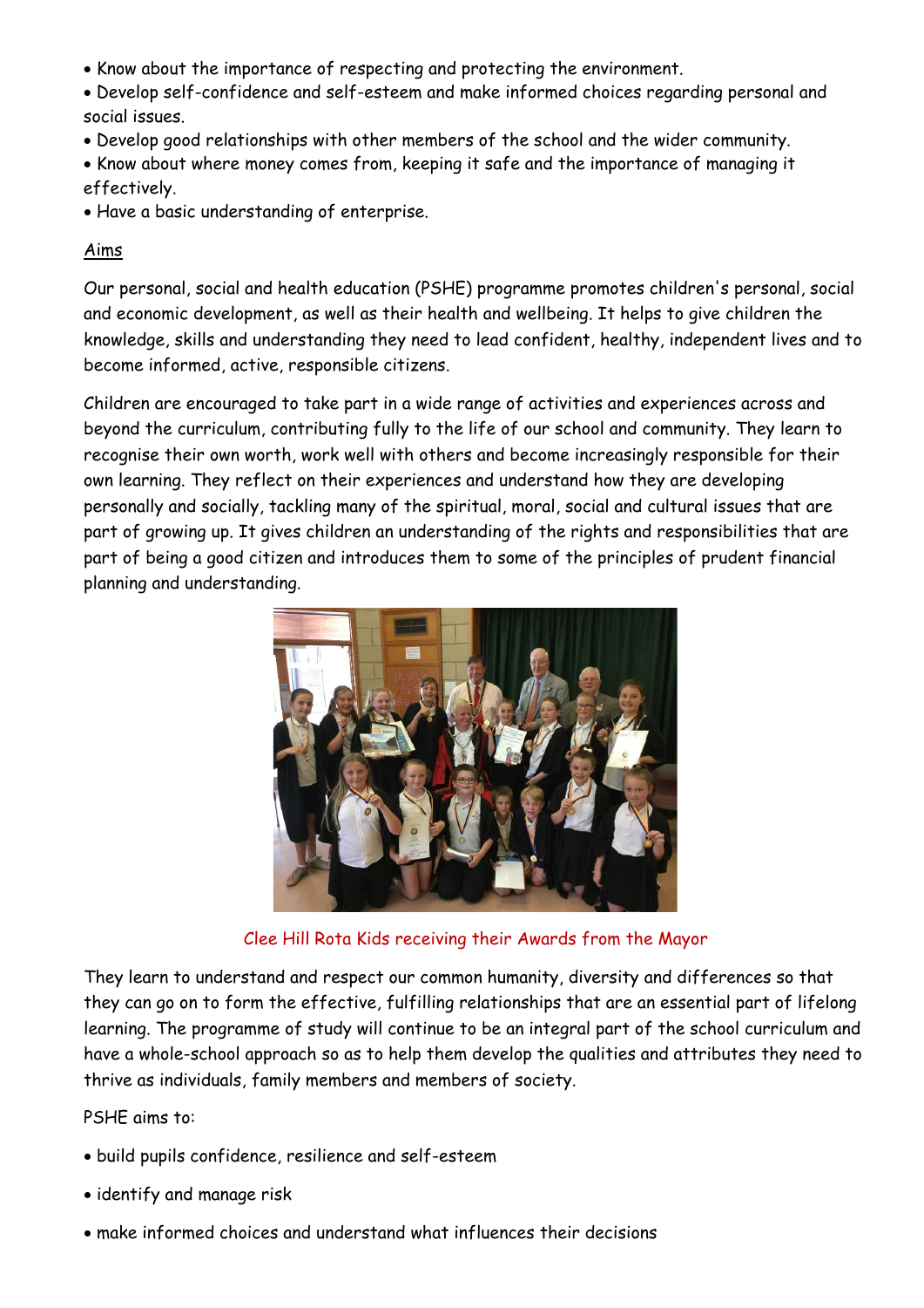- Know about the importance of respecting and protecting the environment.
- Develop self-confidence and self-esteem and make informed choices regarding personal and social issues.
- Develop good relationships with other members of the school and the wider community.
- Know about where money comes from, keeping it safe and the importance of managing it effectively.
- Have a basic understanding of enterprise.

## Aims

Our personal, social and health education (PSHE) programme promotes children's personal, social and economic development, as well as their health and wellbeing. It helps to give children the knowledge, skills and understanding they need to lead confident, healthy, independent lives and to become informed, active, responsible citizens.

Children are encouraged to take part in a wide range of activities and experiences across and beyond the curriculum, contributing fully to the life of our school and community. They learn to recognise their own worth, work well with others and become increasingly responsible for their own learning. They reflect on their experiences and understand how they are developing personally and socially, tackling many of the spiritual, moral, social and cultural issues that are part of growing up. It gives children an understanding of the rights and responsibilities that are part of being a good citizen and introduces them to some of the principles of prudent financial planning and understanding.

Clee Hill Rota Kids receiving their Awards from the Mayor

They learn to understand and respect our common humanity, diversity and differences so that they can go on to form the effective, fulfilling relationships that are an essential part of lifelong learning. The programme of study will continue to be an integral part of the school curriculum and have a whole-school approach so as to help them develop the qualities and attributes they need to thrive as individuals, family members and members of society.

PSHE aims to:

- build pupils confidence, resilience and self-esteem
- identify and manage risk
- make informed choices and understand what influences their decisions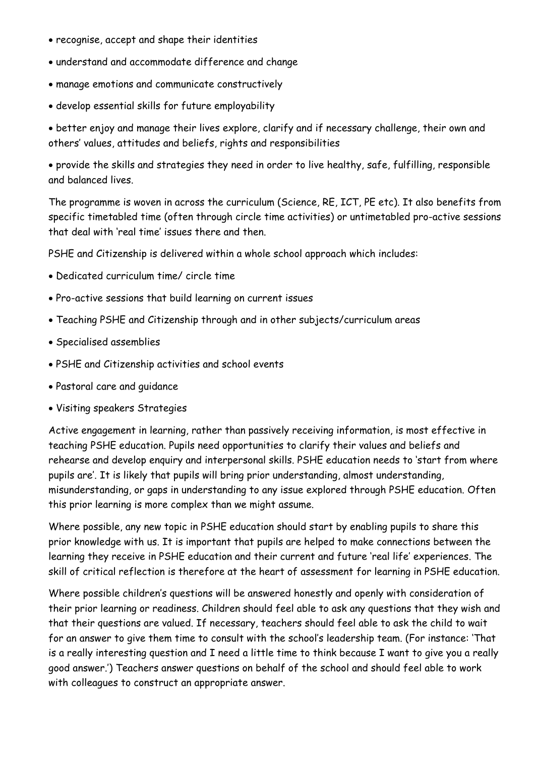- recognise, accept and shape their identities
- understand and accommodate difference and change
- manage emotions and communicate constructively
- develop essential skills for future employability
- better enjoy and manage their lives explore, clarify and if necessary challenge, their own and others' values, attitudes and beliefs, rights and responsibilities
- provide the skills and strategies they need in order to live healthy, safe, fulfilling, responsible and balanced lives.

The programme is woven in across the curriculum (Science, RE, ICT, PE etc). It also benefits from specific timetabled time (often through circle time activities) or untimetabled pro-active sessions that deal with 'real time' issues there and then.

PSHE and Citizenship is delivered within a whole school approach which includes:

- Dedicated curriculum time/ circle time
- Pro-active sessions that build learning on current issues
- Teaching PSHE and Citizenship through and in other subjects/curriculum areas
- Specialised assemblies
- PSHE and Citizenship activities and school events
- Pastoral care and guidance
- Visiting speakers Strategies

Active engagement in learning, rather than passively receiving information, is most effective in teaching PSHE education. Pupils need opportunities to clarify their values and beliefs and rehearse and develop enquiry and interpersonal skills. PSHE education needs to 'start from where pupils are'. It is likely that pupils will bring prior understanding, almost understanding, misunderstanding, or gaps in understanding to any issue explored through PSHE education. Often this prior learning is more complex than we might assume.

Where possible, any new topic in PSHE education should start by enabling pupils to share this prior knowledge with us. It is important that pupils are helped to make connections between the learning they receive in PSHE education and their current and future 'real life' experiences. The skill of critical reflection is therefore at the heart of assessment for learning in PSHE education.

Where possible children's questions will be answered honestly and openly with consideration of their prior learning or readiness. Children should feel able to ask any questions that they wish and that their questions are valued. If necessary, teachers should feel able to ask the child to wait for an answer to give them time to consult with the school's leadership team. (For instance: 'That is a really interesting question and I need a little time to think because I want to give you a really good answer.') Teachers answer questions on behalf of the school and should feel able to work with colleagues to construct an appropriate answer.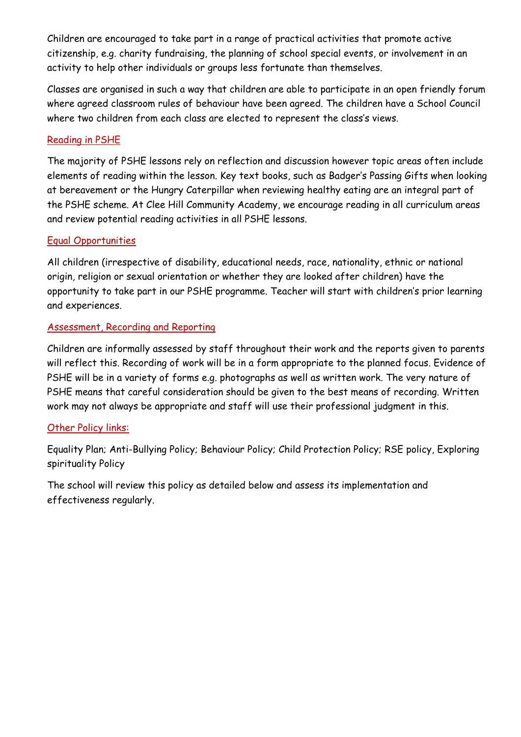Children are encouraged to take part in a range of practical activities that promote active citizenship, e.g. charity fundraising, the planning of school special events, or involvement in an activity to help other individuals or groups less fortunate than themselves.

Classes are organised in such a way that children are able to participate in an open friendly forum where agreed classroom rules of behaviour have been agreed. The children have a School Council where two children from each class are elected to represent the class's views.

## Reading in PSHE

The majority of PSHE lessons rely on reflection and discussion however topic areas often include elements of reading within the lesson. Key text books, such as Badger's Passing Gifts when looking at bereavement or the Hungry Caterpillar when reviewing healthy eating are an integral part of the PSHE scheme. At Clee Hill Community Academy, we encourage reading in all curriculum areas and review potential reading activities in all PSHE lessons.

## Equal Opportunities

All children (irrespective of disability, educational needs, race, nationality, ethnic or national origin, religion or sexual orientation or whether they are looked after children) have the opportunity to take part in our PSHE programme. Teacher will start with children's prior learning and experiences.

## Assessment, Recording and Reporting

Children are informally assessed by staff throughout their work and the reports given to parents will reflect this. Recording of work will be in a form appropriate to the planned focus. Evidence of PSHE will be in a variety of forms e.g. photographs as well as written work. The very nature of PSHE means that careful consideration should be given to the best means of recording. Written work may not always be appropriate and staff will use their professional judgment in this.

## Other Policy links:

Equality Plan; Anti-Bullying Policy; Behaviour Policy; Child Protection Policy; RSE policy, Exploring spirituality Policy

The school will review this policy as detailed below and assess its implementation and effectiveness regularly.